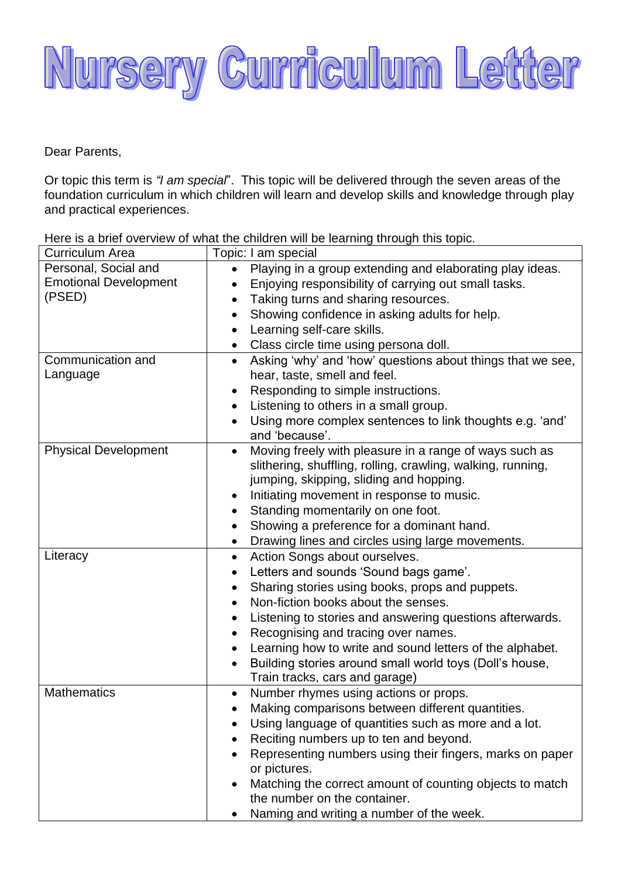# Nursery Curriculum Letter

Dear Parents,

Or topic this term is *"I am special*". This topic will be delivered through the seven areas of the foundation curriculum in which children will learn and develop skills and knowledge through play and practical experiences.

Here is a brief overview of what the children will be learning through this topic.

| Curriculum Area | Topic: I am special |
|---|---|
| Personal, Social and Emotional Development (PSED) | • Playing in a group extending and elaborating play ideas.<br>• Enjoying responsibility of carrying out small tasks.<br>• Taking turns and sharing resources.<br>• Showing confidence in asking adults for help.<br>• Learning self-care skills.<br>• Class circle time using persona doll. |
| Communication and Language | • Asking 'why' and 'how' questions about things that we see, hear, taste, smell and feel.<br>• Responding to simple instructions.<br>• Listening to others in a small group.<br>• Using more complex sentences to link thoughts e.g. 'and' and 'because'. |
| Physical Development | • Moving freely with pleasure in a range of ways such as slithering, shuffling, rolling, crawling, walking, running, jumping, skipping, sliding and hopping.<br>• Initiating movement in response to music.<br>• Standing momentarily on one foot.<br>• Showing a preference for a dominant hand.<br>• Drawing lines and circles using large movements. |
| Literacy | • Action Songs about ourselves.<br>• Letters and sounds 'Sound bags game'.<br>• Sharing stories using books, props and puppets.<br>• Non-fiction books about the senses.<br>• Listening to stories and answering questions afterwards.<br>• Recognising and tracing over names.<br>• Learning how to write and sound letters of the alphabet.<br>• Building stories around small world toys (Doll's house, Train tracks, cars and garage) |
| Mathematics | • Number rhymes using actions or props.<br>• Making comparisons between different quantities.<br>• Using language of quantities such as more and a lot.<br>• Reciting numbers up to ten and beyond.<br>• Representing numbers using their fingers, marks on paper or pictures.<br>• Matching the correct amount of counting objects to match the number on the container.<br>• Naming and writing a number of the week. |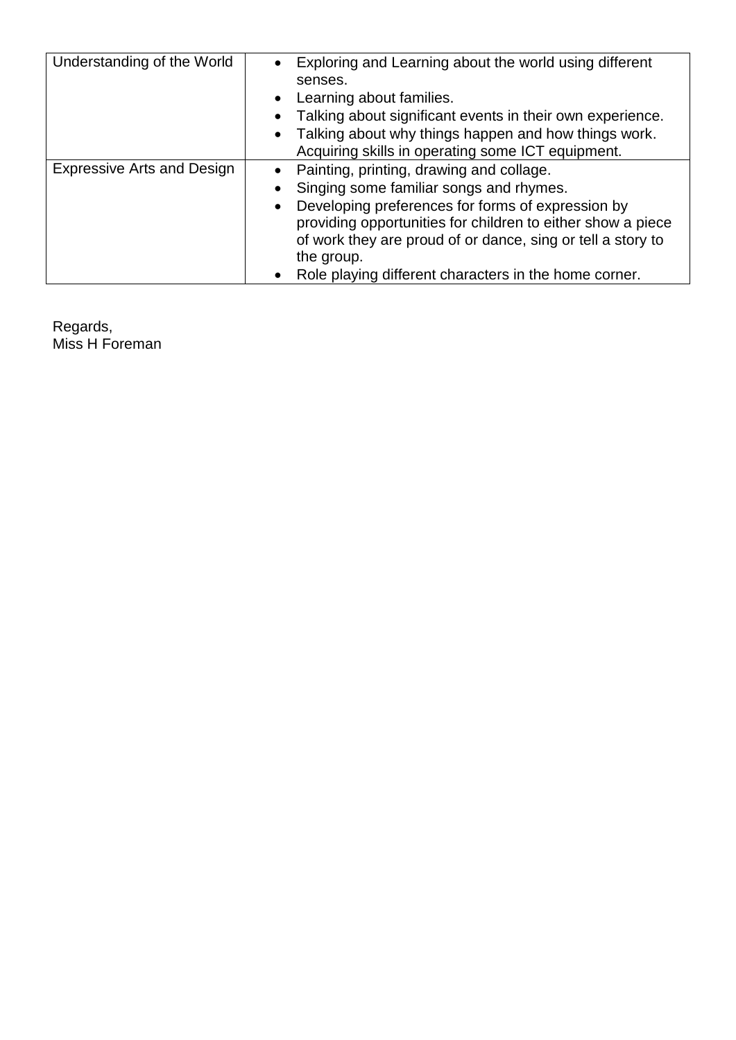| | |
|---|---|
| Understanding of the World | • Exploring and Learning about the world using different senses.<br>• Learning about families.<br>• Talking about significant events in their own experience.<br>• Talking about why things happen and how things work. Acquiring skills in operating some ICT equipment. |
| Expressive Arts and Design | • Painting, printing, drawing and collage.<br>• Singing some familiar songs and rhymes.<br>• Developing preferences for forms of expression by providing opportunities for children to either show a piece of work they are proud of or dance, sing or tell a story to the group.<br>• Role playing different characters in the home corner. |

Regards,
Miss H Foreman